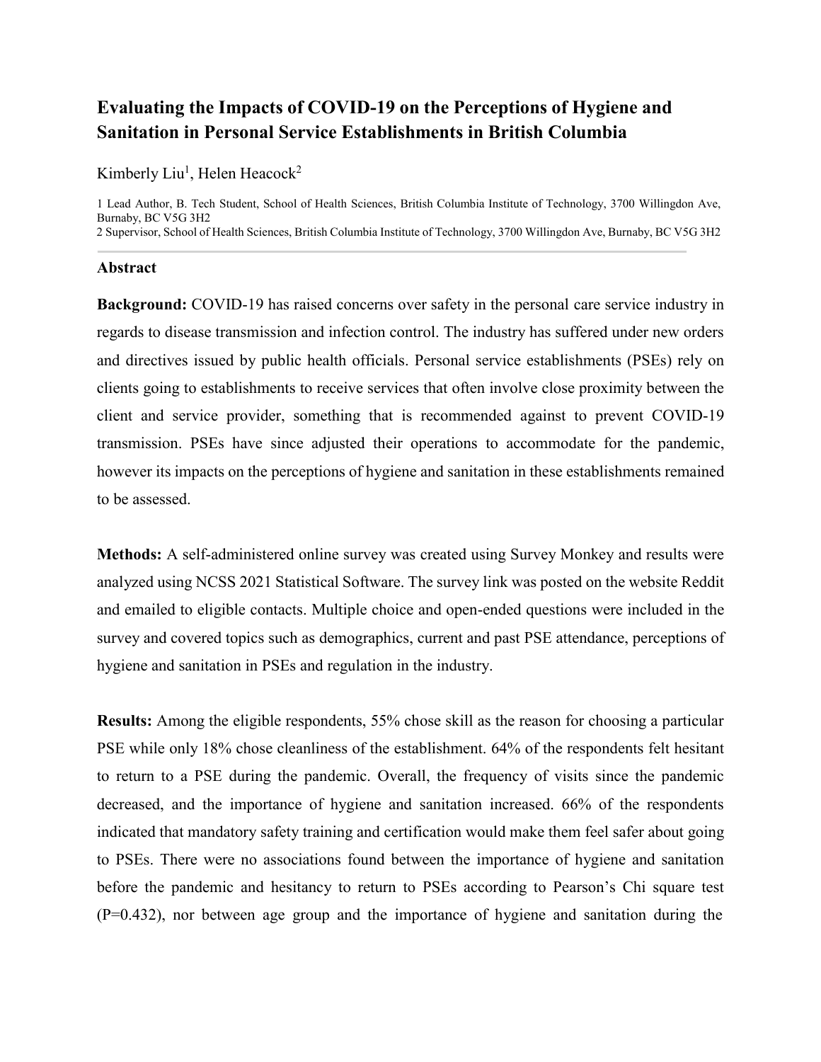# Evaluating the Impacts of COVID-19 on the Perceptions of Hygiene and Sanitation in Personal Service Establishments in British Columbia

Kimberly Liu[1], Helen Heacock[2]

1 Lead Author, B. Tech Student, School of Health Sciences, British Columbia Institute of Technology, 3700 Willingdon Ave, Burnaby, BC V5G 3H2
2 Supervisor, School of Health Sciences, British Columbia Institute of Technology, 3700 Willingdon Ave, Burnaby, BC V5G 3H2

## Abstract

**Background:** COVID-19 has raised concerns over safety in the personal care service industry in regards to disease transmission and infection control. The industry has suffered under new orders and directives issued by public health officials. Personal service establishments (PSEs) rely on clients going to establishments to receive services that often involve close proximity between the client and service provider, something that is recommended against to prevent COVID-19 transmission. PSEs have since adjusted their operations to accommodate for the pandemic, however its impacts on the perceptions of hygiene and sanitation in these establishments remained to be assessed.

**Methods:** A self-administered online survey was created using Survey Monkey and results were analyzed using NCSS 2021 Statistical Software. The survey link was posted on the website Reddit and emailed to eligible contacts. Multiple choice and open-ended questions were included in the survey and covered topics such as demographics, current and past PSE attendance, perceptions of hygiene and sanitation in PSEs and regulation in the industry.

**Results:** Among the eligible respondents, 55% chose skill as the reason for choosing a particular PSE while only 18% chose cleanliness of the establishment. 64% of the respondents felt hesitant to return to a PSE during the pandemic. Overall, the frequency of visits since the pandemic decreased, and the importance of hygiene and sanitation increased. 66% of the respondents indicated that mandatory safety training and certification would make them feel safer about going to PSEs. There were no associations found between the importance of hygiene and sanitation before the pandemic and hesitancy to return to PSEs according to Pearson's Chi square test ($P=0.432$), nor between age group and the importance of hygiene and sanitation during the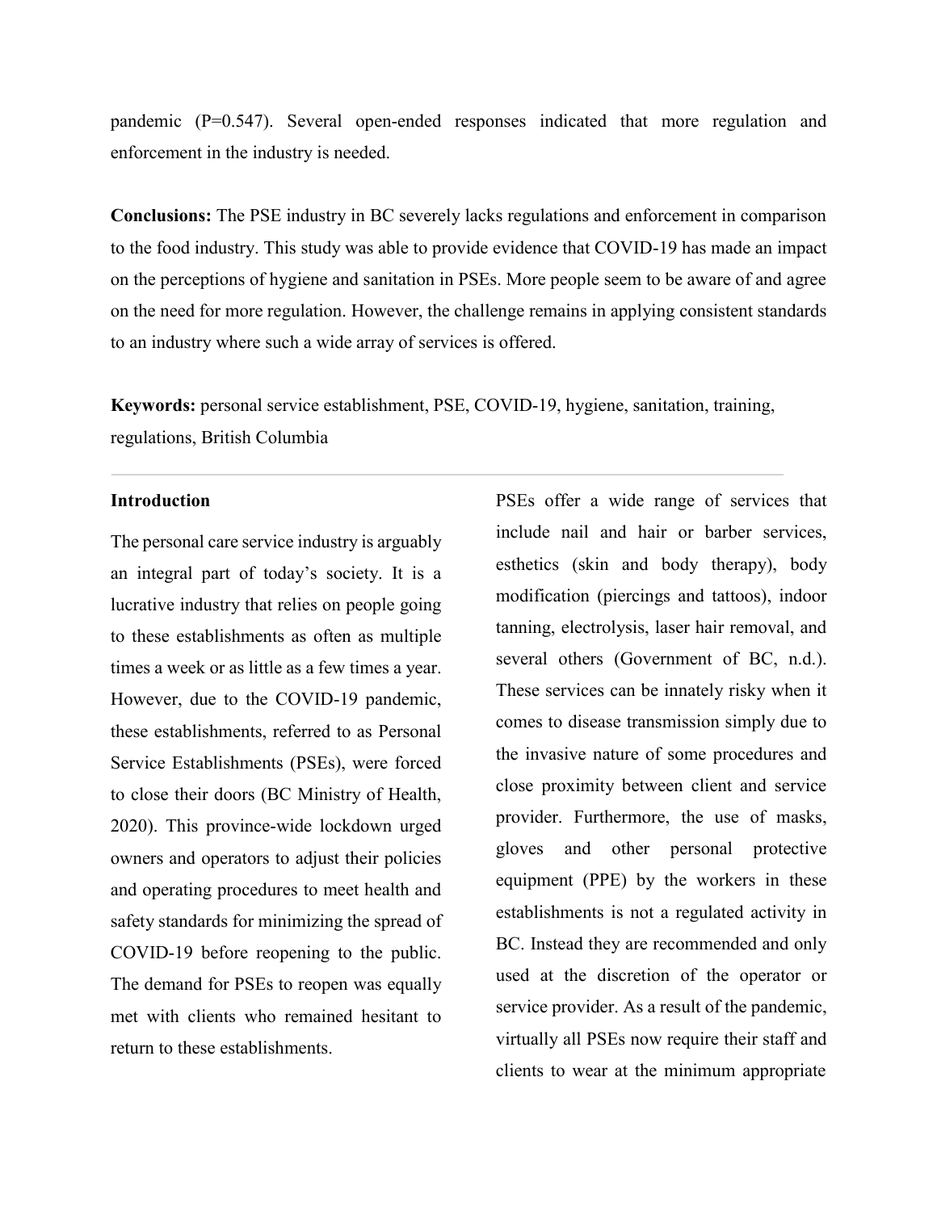pandemic (P=0.547). Several open-ended responses indicated that more regulation and enforcement in the industry is needed.

**Conclusions:** The PSE industry in BC severely lacks regulations and enforcement in comparison to the food industry. This study was able to provide evidence that COVID-19 has made an impact on the perceptions of hygiene and sanitation in PSEs. More people seem to be aware of and agree on the need for more regulation. However, the challenge remains in applying consistent standards to an industry where such a wide array of services is offered.

**Keywords:** personal service establishment, PSE, COVID-19, hygiene, sanitation, training, regulations, British Columbia

## Introduction

The personal care service industry is arguably an integral part of today's society. It is a lucrative industry that relies on people going to these establishments as often as multiple times a week or as little as a few times a year. However, due to the COVID-19 pandemic, these establishments, referred to as Personal Service Establishments (PSEs), were forced to close their doors (BC Ministry of Health, 2020). This province-wide lockdown urged owners and operators to adjust their policies and operating procedures to meet health and safety standards for minimizing the spread of COVID-19 before reopening to the public. The demand for PSEs to reopen was equally met with clients who remained hesitant to return to these establishments.

PSEs offer a wide range of services that include nail and hair or barber services, esthetics (skin and body therapy), body modification (piercings and tattoos), indoor tanning, electrolysis, laser hair removal, and several others (Government of BC, n.d.). These services can be innately risky when it comes to disease transmission simply due to the invasive nature of some procedures and close proximity between client and service provider. Furthermore, the use of masks, gloves and other personal protective equipment (PPE) by the workers in these establishments is not a regulated activity in BC. Instead they are recommended and only used at the discretion of the operator or service provider. As a result of the pandemic, virtually all PSEs now require their staff and clients to wear at the minimum appropriate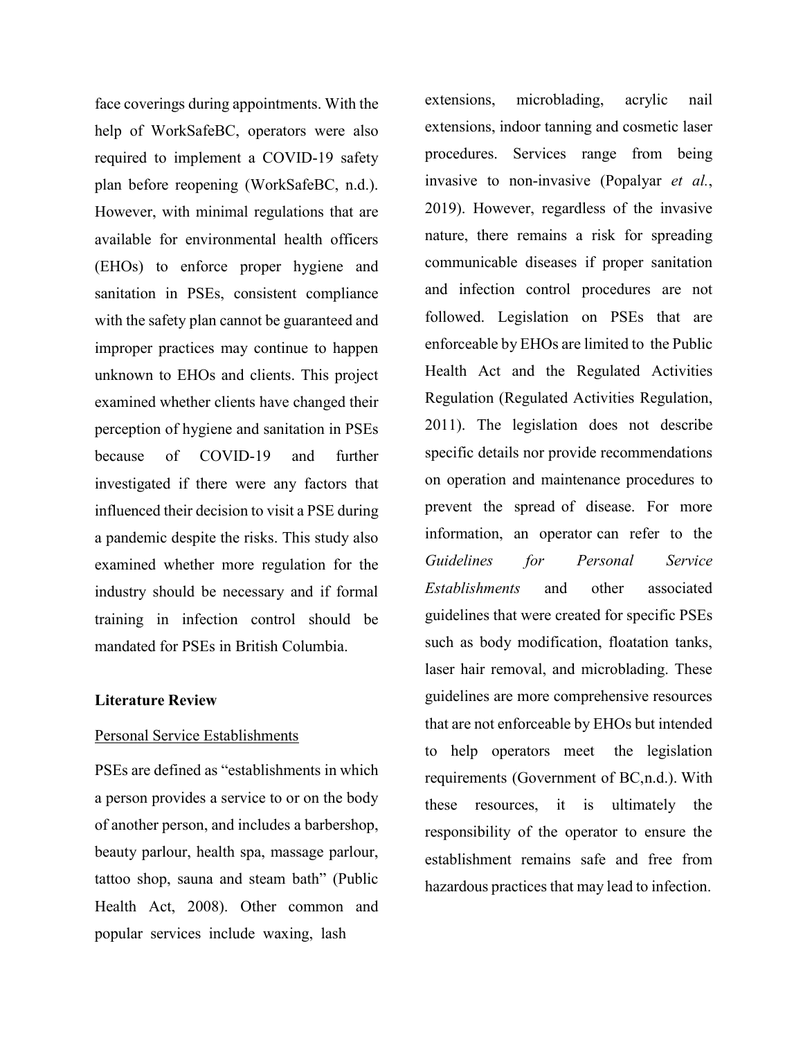face coverings during appointments. With the help of WorkSafeBC, operators were also required to implement a COVID-19 safety plan before reopening (WorkSafeBC, n.d.). However, with minimal regulations that are available for environmental health officers (EHOs) to enforce proper hygiene and sanitation in PSEs, consistent compliance with the safety plan cannot be guaranteed and improper practices may continue to happen unknown to EHOs and clients. This project examined whether clients have changed their perception of hygiene and sanitation in PSEs because of COVID-19 and further investigated if there were any factors that influenced their decision to visit a PSE during a pandemic despite the risks. This study also examined whether more regulation for the industry should be necessary and if formal training in infection control should be mandated for PSEs in British Columbia.

## Literature Review

### Personal Service Establishments

PSEs are defined as "establishments in which a person provides a service to or on the body of another person, and includes a barbershop, beauty parlour, health spa, massage parlour, tattoo shop, sauna and steam bath" (Public Health Act, 2008). Other common and popular services include waxing, lash extensions, microblading, acrylic nail extensions, indoor tanning and cosmetic laser procedures. Services range from being invasive to non-invasive (Popalyar *et al.*, 2019). However, regardless of the invasive nature, there remains a risk for spreading communicable diseases if proper sanitation and infection control procedures are not followed. Legislation on PSEs that are enforceable by EHOs are limited to the Public Health Act and the Regulated Activities Regulation (Regulated Activities Regulation, 2011). The legislation does not describe specific details nor provide recommendations on operation and maintenance procedures to prevent the spread of disease. For more information, an operator can refer to the *Guidelines for Personal Service Establishments* and other associated guidelines that were created for specific PSEs such as body modification, floatation tanks, laser hair removal, and microblading. These guidelines are more comprehensive resources that are not enforceable by EHOs but intended to help operators meet the legislation requirements (Government of BC,n.d.). With these resources, it is ultimately the responsibility of the operator to ensure the establishment remains safe and free from hazardous practices that may lead to infection.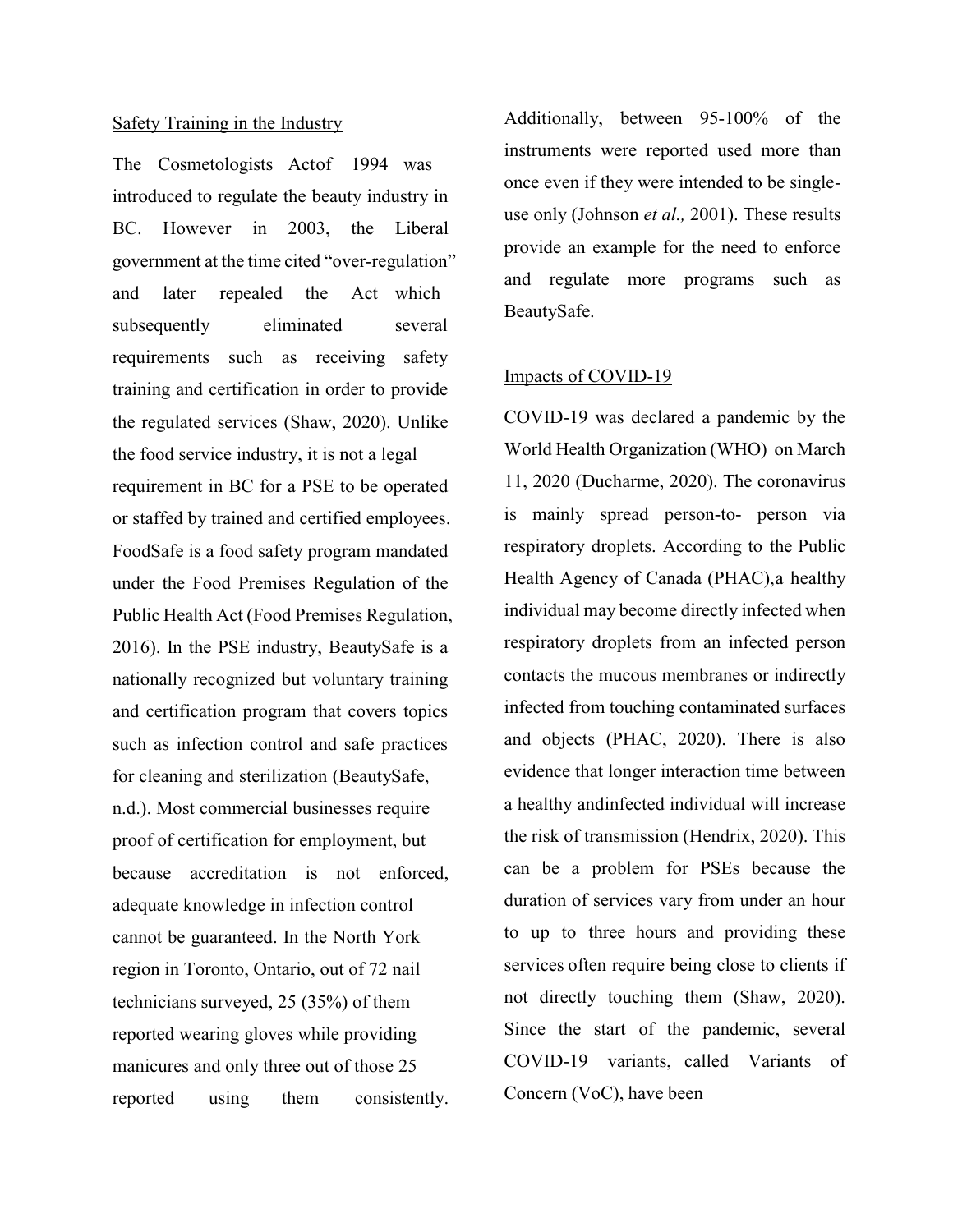## Safety Training in the Industry

The Cosmetologists Actof 1994 was introduced to regulate the beauty industry in BC. However in 2003, the Liberal government at the time cited "over-regulation" and later repealed the Act which subsequently eliminated several requirements such as receiving safety training and certification in order to provide the regulated services (Shaw, 2020). Unlike the food service industry, it is not a legal requirement in BC for a PSE to be operated or staffed by trained and certified employees. FoodSafe is a food safety program mandated under the Food Premises Regulation of the Public Health Act (Food Premises Regulation, 2016). In the PSE industry, BeautySafe is a nationally recognized but voluntary training and certification program that covers topics such as infection control and safe practices for cleaning and sterilization (BeautySafe, n.d.). Most commercial businesses require proof of certification for employment, but because accreditation is not enforced, adequate knowledge in infection control cannot be guaranteed. In the North York region in Toronto, Ontario, out of 72 nail technicians surveyed, 25 (35%) of them reported wearing gloves while providing manicures and only three out of those 25 reported using them consistently. Additionally, between 95-100% of the instruments were reported used more than once even if they were intended to be single-use only (Johnson *et al.,* 2001). These results provide an example for the need to enforce and regulate more programs such as BeautySafe.

## Impacts of COVID-19

COVID-19 was declared a pandemic by the World Health Organization (WHO) on March 11, 2020 (Ducharme, 2020). The coronavirus is mainly spread person-to- person via respiratory droplets. According to the Public Health Agency of Canada (PHAC),a healthy individual may become directly infected when respiratory droplets from an infected person contacts the mucous membranes or indirectly infected from touching contaminated surfaces and objects (PHAC, 2020). There is also evidence that longer interaction time between a healthy andinfected individual will increase the risk of transmission (Hendrix, 2020). This can be a problem for PSEs because the duration of services vary from under an hour to up to three hours and providing these services often require being close to clients if not directly touching them (Shaw, 2020). Since the start of the pandemic, several COVID-19 variants, called Variants of Concern (VoC), have been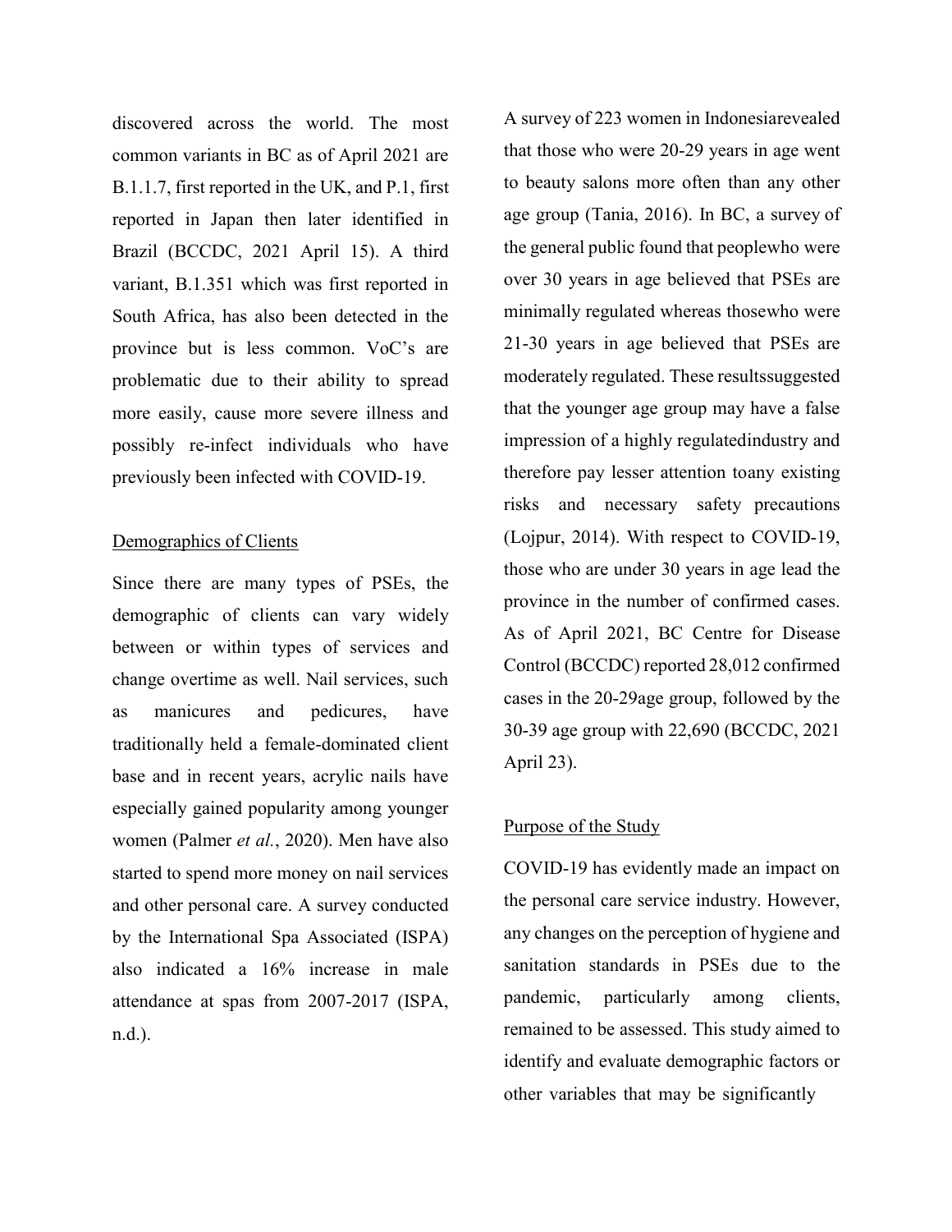discovered across the world. The most common variants in BC as of April 2021 are B.1.1.7, first reported in the UK, and P.1, first reported in Japan then later identified in Brazil (BCCDC, 2021 April 15). A third variant, B.1.351 which was first reported in South Africa, has also been detected in the province but is less common. VoC's are problematic due to their ability to spread more easily, cause more severe illness and possibly re-infect individuals who have previously been infected with COVID-19.

## Demographics of Clients

Since there are many types of PSEs, the demographic of clients can vary widely between or within types of services and change overtime as well. Nail services, such as manicures and pedicures, have traditionally held a female-dominated client base and in recent years, acrylic nails have especially gained popularity among younger women (Palmer *et al.*, 2020). Men have also started to spend more money on nail services and other personal care. A survey conducted by the International Spa Associated (ISPA) also indicated a 16% increase in male attendance at spas from 2007-2017 (ISPA, n.d.).

A survey of 223 women in Indonesiarevealed that those who were 20-29 years in age went to beauty salons more often than any other age group (Tania, 2016). In BC, a survey of the general public found that peoplewho were over 30 years in age believed that PSEs are minimally regulated whereas thosewho were 21-30 years in age believed that PSEs are moderately regulated. These resultssuggested that the younger age group may have a false impression of a highly regulatedindustry and therefore pay lesser attention toany existing risks and necessary safety precautions (Lojpur, 2014). With respect to COVID-19, those who are under 30 years in age lead the province in the number of confirmed cases. As of April 2021, BC Centre for Disease Control (BCCDC) reported 28,012 confirmed cases in the 20-29age group, followed by the 30-39 age group with 22,690 (BCCDC, 2021 April 23).

## Purpose of the Study

COVID-19 has evidently made an impact on the personal care service industry. However, any changes on the perception of hygiene and sanitation standards in PSEs due to the pandemic, particularly among clients, remained to be assessed. This study aimed to identify and evaluate demographic factors or other variables that may be significantly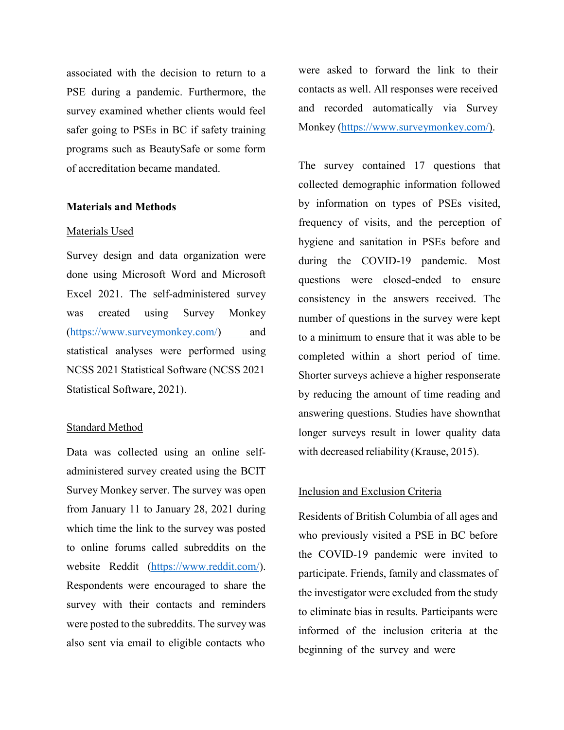associated with the decision to return to a PSE during a pandemic. Furthermore, the survey examined whether clients would feel safer going to PSEs in BC if safety training programs such as BeautySafe or some form of accreditation became mandated.

**Materials and Methods**

Materials Used

Survey design and data organization were done using Microsoft Word and Microsoft Excel 2021. The self-administered survey was created using Survey Monkey (https://www.surveymonkey.com/) and statistical analyses were performed using NCSS 2021 Statistical Software (NCSS 2021 Statistical Software, 2021).

Standard Method

Data was collected using an online self-administered survey created using the BCIT Survey Monkey server. The survey was open from January 11 to January 28, 2021 during which time the link to the survey was posted to online forums called subreddits on the website Reddit (https://www.reddit.com/). Respondents were encouraged to share the survey with their contacts and reminders were posted to the subreddits. The survey was also sent via email to eligible contacts who were asked to forward the link to their contacts as well. All responses were received and recorded automatically via Survey Monkey (https://www.surveymonkey.com/).

The survey contained 17 questions that collected demographic information followed by information on types of PSEs visited, frequency of visits, and the perception of hygiene and sanitation in PSEs before and during the COVID-19 pandemic. Most questions were closed-ended to ensure consistency in the answers received. The number of questions in the survey were kept to a minimum to ensure that it was able to be completed within a short period of time. Shorter surveys achieve a higher responserate by reducing the amount of time reading and answering questions. Studies have shownthat longer surveys result in lower quality data with decreased reliability (Krause, 2015).

Inclusion and Exclusion Criteria

Residents of British Columbia of all ages and who previously visited a PSE in BC before the COVID-19 pandemic were invited to participate. Friends, family and classmates of the investigator were excluded from the study to eliminate bias in results. Participants were informed of the inclusion criteria at the beginning of the survey and were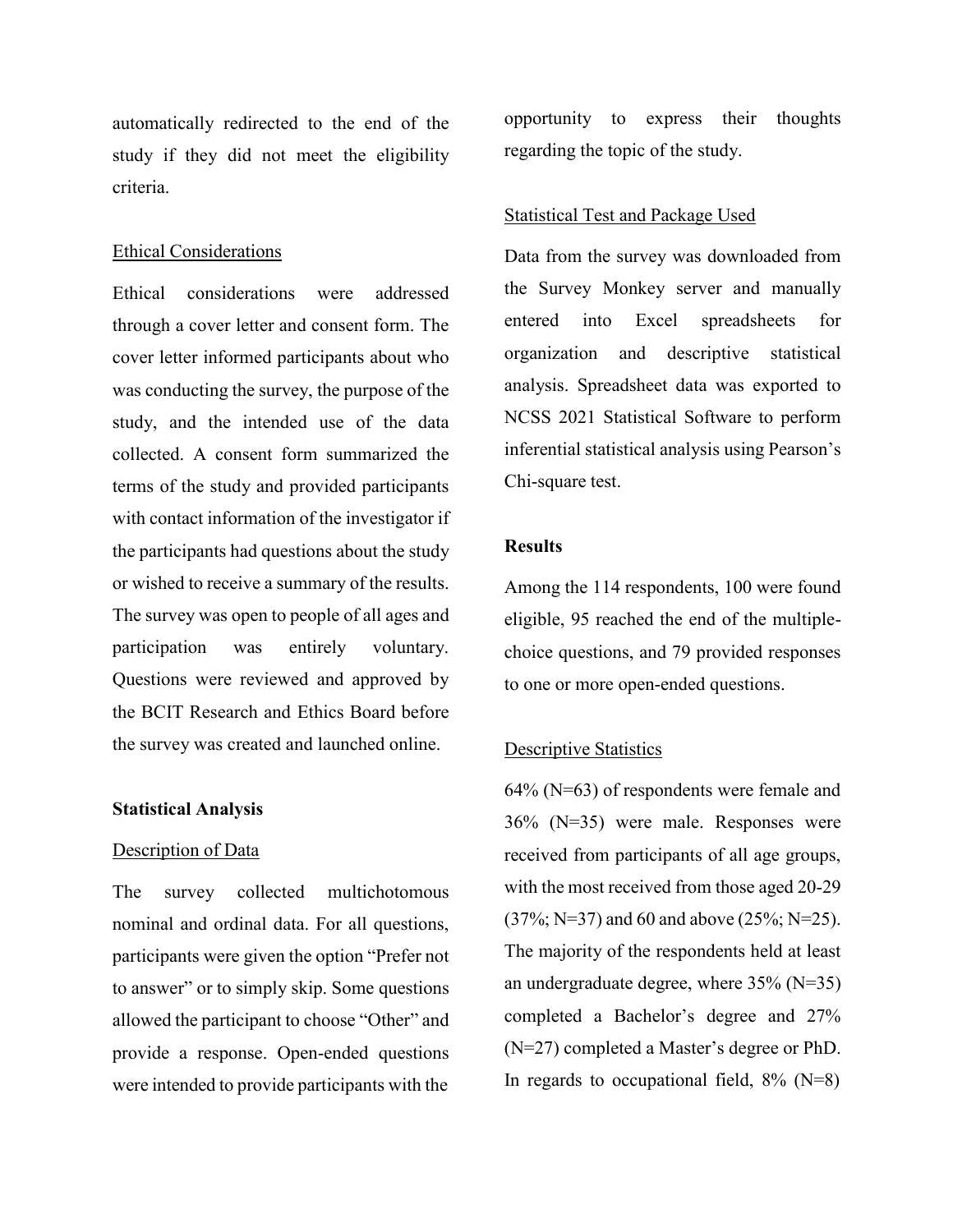automatically redirected to the end of the study if they did not meet the eligibility criteria.

Ethical Considerations

Ethical considerations were addressed through a cover letter and consent form. The cover letter informed participants about who was conducting the survey, the purpose of the study, and the intended use of the data collected. A consent form summarized the terms of the study and provided participants with contact information of the investigator if the participants had questions about the study or wished to receive a summary of the results. The survey was open to people of all ages and participation was entirely voluntary. Questions were reviewed and approved by the BCIT Research and Ethics Board before the survey was created and launched online.

**Statistical Analysis**

Description of Data

The survey collected multichotomous nominal and ordinal data. For all questions, participants were given the option “Prefer not to answer” or to simply skip. Some questions allowed the participant to choose “Other” and provide a response. Open-ended questions were intended to provide participants with the opportunity to express their thoughts regarding the topic of the study.

Statistical Test and Package Used

Data from the survey was downloaded from the Survey Monkey server and manually entered into Excel spreadsheets for organization and descriptive statistical analysis. Spreadsheet data was exported to NCSS 2021 Statistical Software to perform inferential statistical analysis using Pearson’s Chi-square test.

**Results**

Among the 114 respondents, 100 were found eligible, 95 reached the end of the multiple-choice questions, and 79 provided responses to one or more open-ended questions.

Descriptive Statistics

64% (N=63) of respondents were female and 36% (N=35) were male. Responses were received from participants of all age groups, with the most received from those aged 20-29 (37%; N=37) and 60 and above (25%; N=25). The majority of the respondents held at least an undergraduate degree, where 35% (N=35) completed a Bachelor’s degree and 27% (N=27) completed a Master’s degree or PhD. In regards to occupational field, 8% (N=8)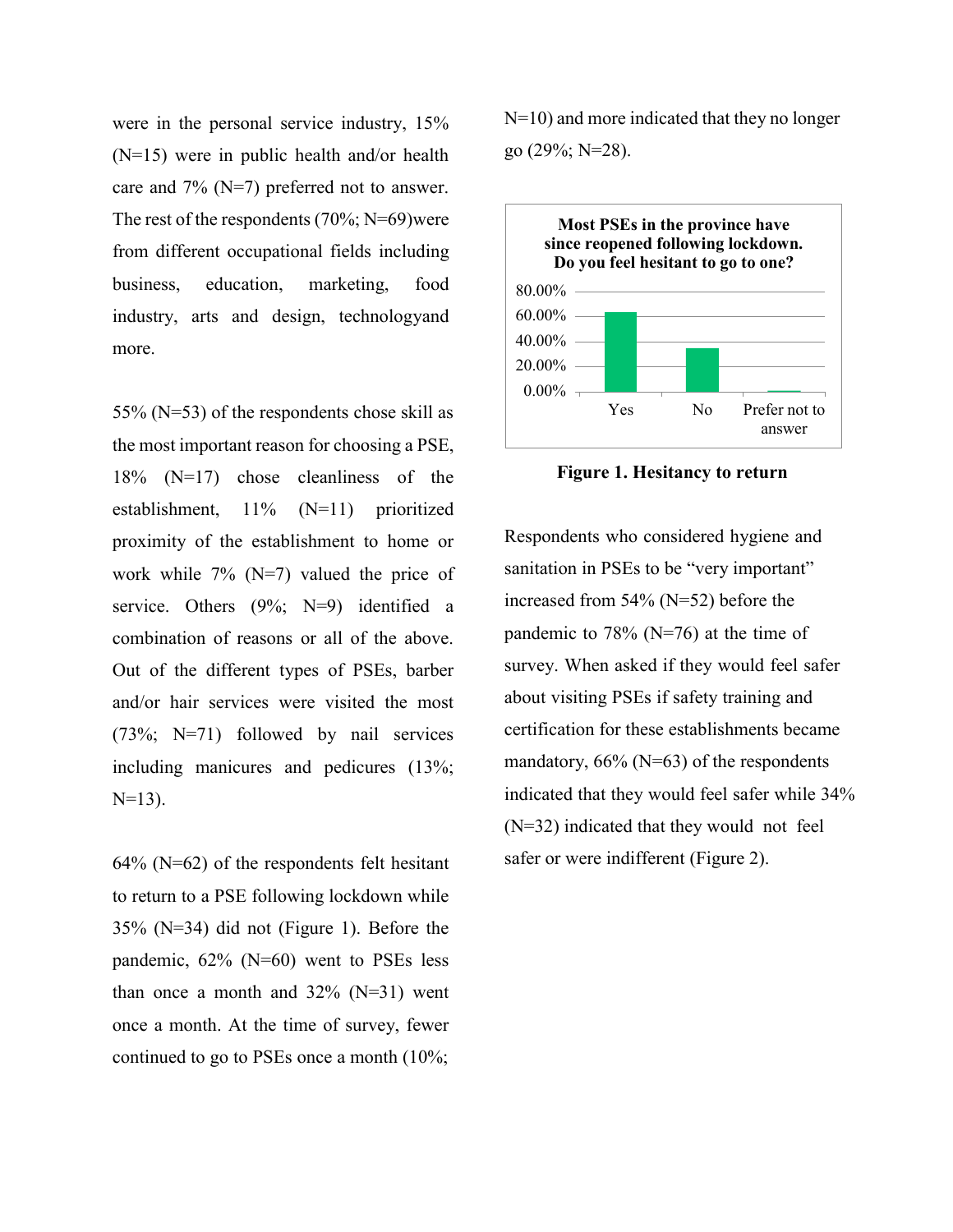were in the personal service industry, 15% (N=15) were in public health and/or health care and 7% (N=7) preferred not to answer. The rest of the respondents (70%; N=69)were from different occupational fields including business, education, marketing, food industry, arts and design, technologyand more.

55% (N=53) of the respondents chose skill as the most important reason for choosing a PSE, 18% (N=17) chose cleanliness of the establishment, 11% (N=11) prioritized proximity of the establishment to home or work while 7% (N=7) valued the price of service. Others (9%; N=9) identified a combination of reasons or all of the above. Out of the different types of PSEs, barber and/or hair services were visited the most (73%; N=71) followed by nail services including manicures and pedicures (13%; N=13).

64% (N=62) of the respondents felt hesitant to return to a PSE following lockdown while 35% (N=34) did not (Figure 1). Before the pandemic, 62% (N=60) went to PSEs less than once a month and 32% (N=31) went once a month. At the time of survey, fewer continued to go to PSEs once a month (10%; N=10) and more indicated that they no longer go (29%; N=28).

**Figure 1. Hesitancy to return**

Respondents who considered hygiene and sanitation in PSEs to be "very important" increased from 54% (N=52) before the pandemic to 78% (N=76) at the time of survey. When asked if they would feel safer about visiting PSEs if safety training and certification for these establishments became mandatory, 66% (N=63) of the respondents indicated that they would feel safer while 34% (N=32) indicated that they would not feel safer or were indifferent (Figure 2).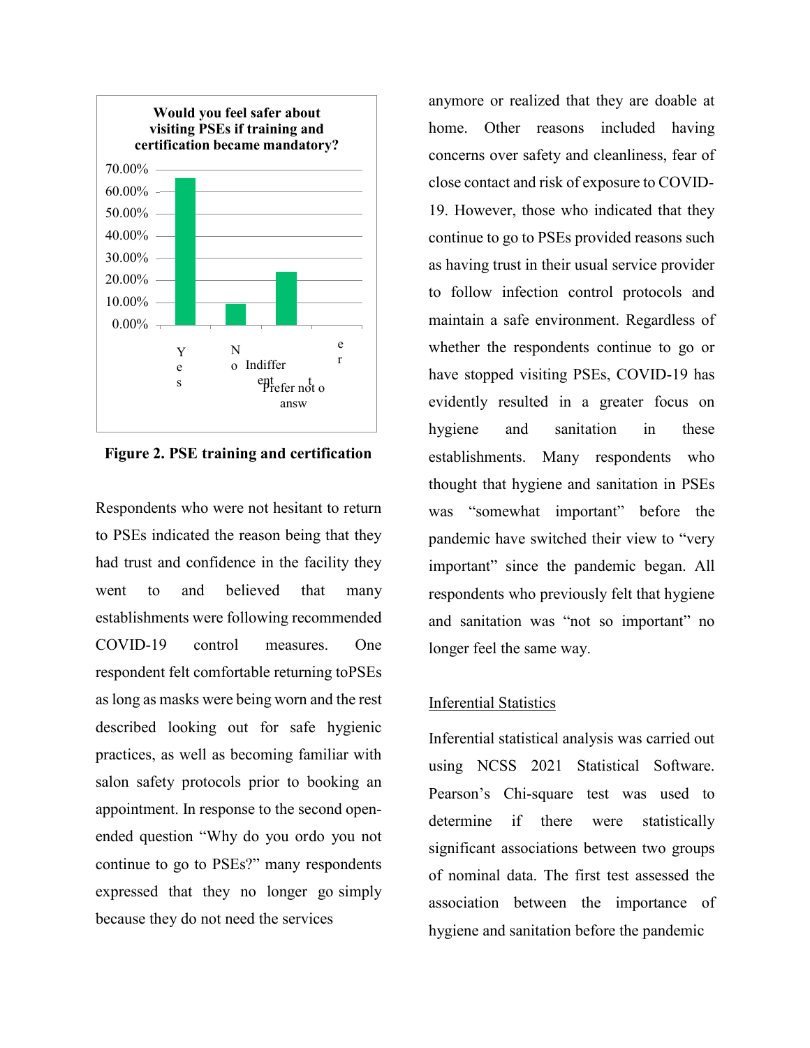**Would you feel safer about visiting PSEs if training and certification became mandatory?**

| Response | Percentage |
|---|---|
| Yes | ~66% |
| No | ~9% |
| Indifferent | ~24% |
| Prefer not to answer | 0% |

**Figure 2. PSE training and certification**

Respondents who were not hesitant to return to PSEs indicated the reason being that they had trust and confidence in the facility they went to and believed that many establishments were following recommended COVID-19 control measures. One respondent felt comfortable returning toPSEs as long as masks were being worn and the rest described looking out for safe hygienic practices, as well as becoming familiar with salon safety protocols prior to booking an appointment. In response to the second open-ended question "Why do you ordo you not continue to go to PSEs?" many respondents expressed that they no longer go simply because they do not need the services anymore or realized that they are doable at home. Other reasons included having concerns over safety and cleanliness, fear of close contact and risk of exposure to COVID-19. However, those who indicated that they continue to go to PSEs provided reasons such as having trust in their usual service provider to follow infection control protocols and maintain a safe environment. Regardless of whether the respondents continue to go or have stopped visiting PSEs, COVID-19 has evidently resulted in a greater focus on hygiene and sanitation in these establishments. Many respondents who thought that hygiene and sanitation in PSEs was "somewhat important" before the pandemic have switched their view to "very important" since the pandemic began. All respondents who previously felt that hygiene and sanitation was "not so important" no longer feel the same way.

Inferential Statistics

Inferential statistical analysis was carried out using NCSS 2021 Statistical Software. Pearson's Chi-square test was used to determine if there were statistically significant associations between two groups of nominal data. The first test assessed the association between the importance of hygiene and sanitation before the pandemic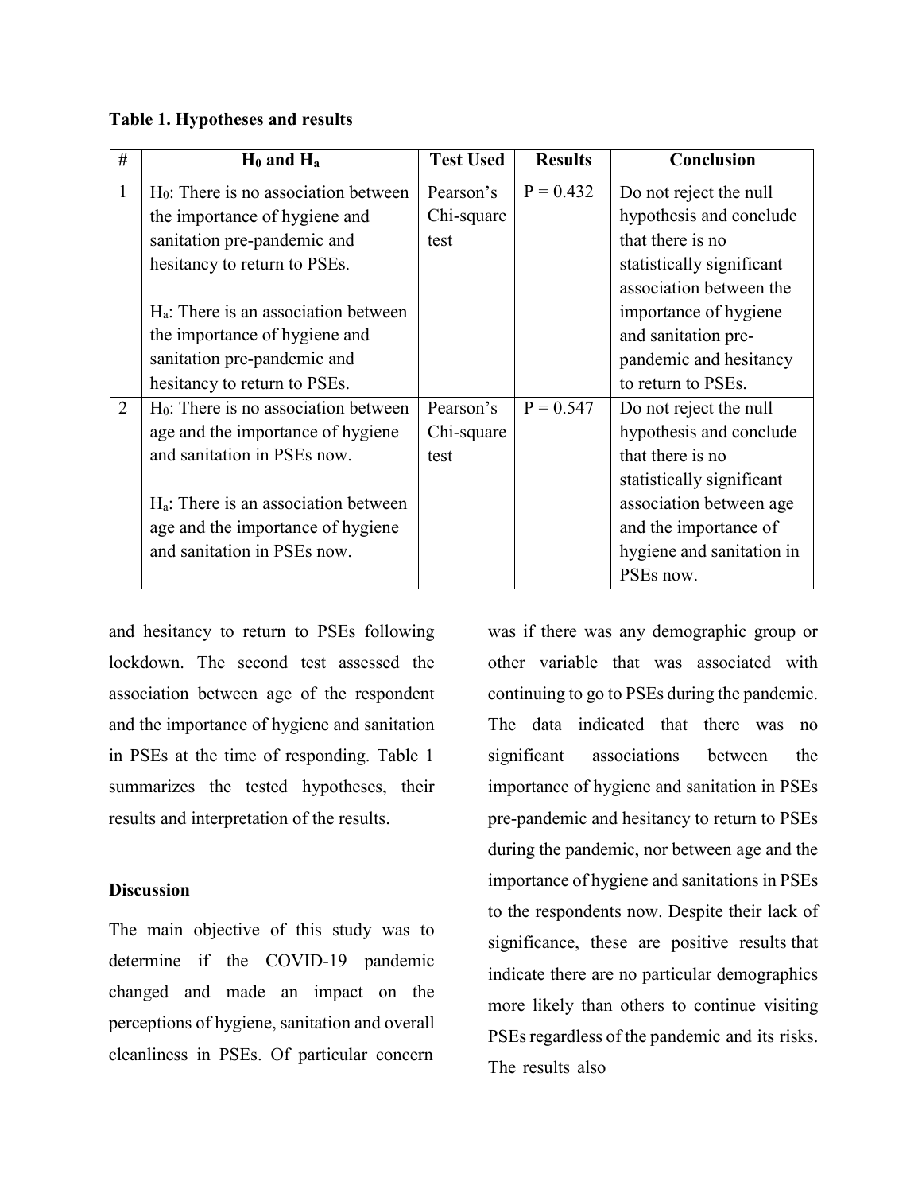**Table 1. Hypotheses and results**

| # | $H_0$ and $H_a$ | Test Used | Results | Conclusion |
|---|---|---|---|---|
| 1 | $H_0$: There is no association between the importance of hygiene and sanitation pre-pandemic and hesitancy to return to PSEs.<br><br>$H_a$: There is an association between the importance of hygiene and sanitation pre-pandemic and hesitancy to return to PSEs. | Pearson's Chi-square test | P = 0.432 | Do not reject the null hypothesis and conclude that there is no statistically significant association between the importance of hygiene and sanitation pre-pandemic and hesitancy to return to PSEs. |
| 2 | $H_0$: There is no association between age and the importance of hygiene and sanitation in PSEs now.<br><br>$H_a$: There is an association between age and the importance of hygiene and sanitation in PSEs now. | Pearson's Chi-square test | P = 0.547 | Do not reject the null hypothesis and conclude that there is no statistically significant association between age and the importance of hygiene and sanitation in PSEs now. |

and hesitancy to return to PSEs following lockdown. The second test assessed the association between age of the respondent and the importance of hygiene and sanitation in PSEs at the time of responding. Table 1 summarizes the tested hypotheses, their results and interpretation of the results.

### Discussion

The main objective of this study was to determine if the COVID-19 pandemic changed and made an impact on the perceptions of hygiene, sanitation and overall cleanliness in PSEs. Of particular concern was if there was any demographic group or other variable that was associated with continuing to go to PSEs during the pandemic. The data indicated that there was no significant associations between the importance of hygiene and sanitation in PSEs pre-pandemic and hesitancy to return to PSEs during the pandemic, nor between age and the importance of hygiene and sanitations in PSEs to the respondents now. Despite their lack of significance, these are positive results that indicate there are no particular demographics more likely than others to continue visiting PSEs regardless of the pandemic and its risks. The results also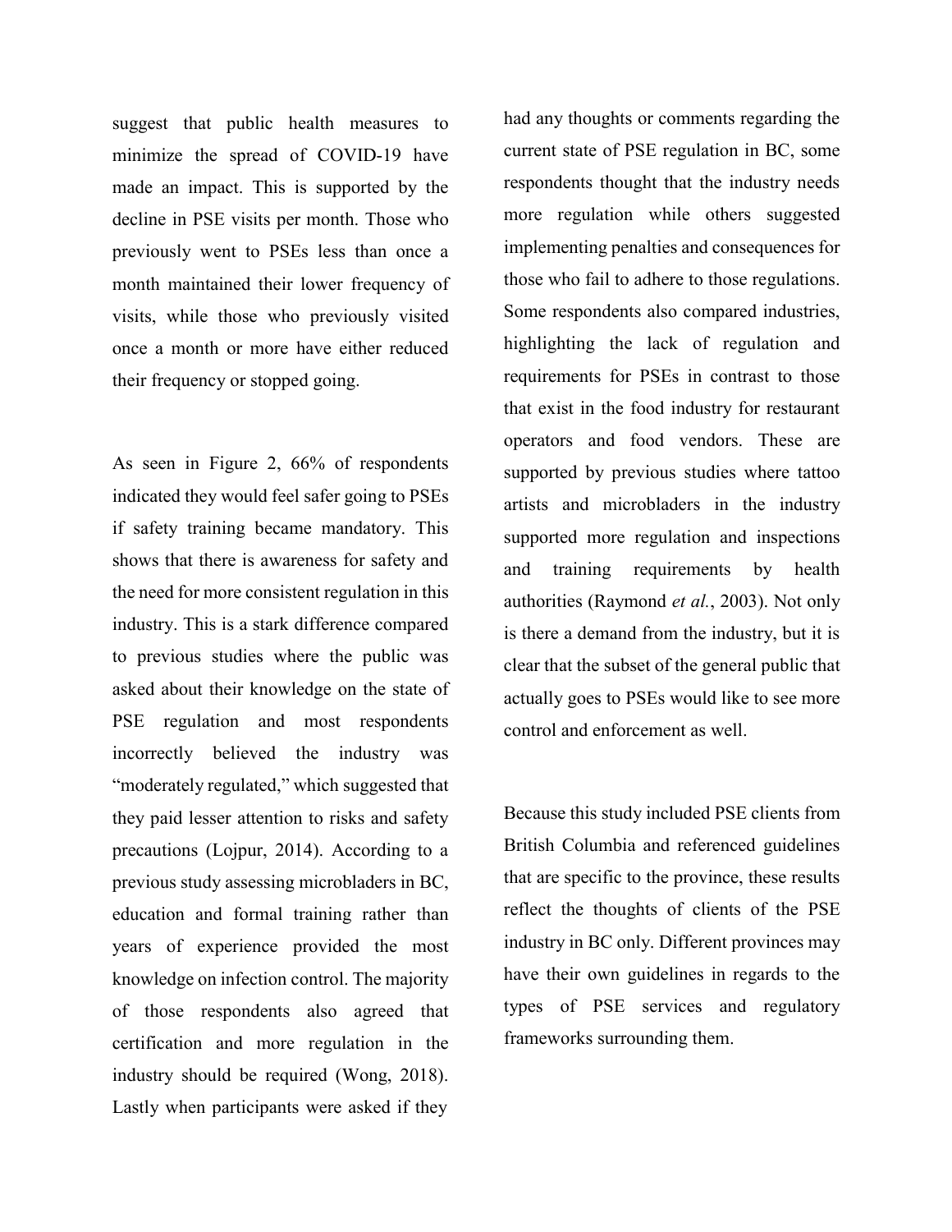suggest that public health measures to minimize the spread of COVID-19 have made an impact. This is supported by the decline in PSE visits per month. Those who previously went to PSEs less than once a month maintained their lower frequency of visits, while those who previously visited once a month or more have either reduced their frequency or stopped going.

As seen in Figure 2, 66% of respondents indicated they would feel safer going to PSEs if safety training became mandatory. This shows that there is awareness for safety and the need for more consistent regulation in this industry. This is a stark difference compared to previous studies where the public was asked about their knowledge on the state of PSE regulation and most respondents incorrectly believed the industry was "moderately regulated," which suggested that they paid lesser attention to risks and safety precautions (Lojpur, 2014). According to a previous study assessing microbladers in BC, education and formal training rather than years of experience provided the most knowledge on infection control. The majority of those respondents also agreed that certification and more regulation in the industry should be required (Wong, 2018). Lastly when participants were asked if they had any thoughts or comments regarding the current state of PSE regulation in BC, some respondents thought that the industry needs more regulation while others suggested implementing penalties and consequences for those who fail to adhere to those regulations. Some respondents also compared industries, highlighting the lack of regulation and requirements for PSEs in contrast to those that exist in the food industry for restaurant operators and food vendors. These are supported by previous studies where tattoo artists and microbladers in the industry supported more regulation and inspections and training requirements by health authorities (Raymond *et al.*, 2003). Not only is there a demand from the industry, but it is clear that the subset of the general public that actually goes to PSEs would like to see more control and enforcement as well.

Because this study included PSE clients from British Columbia and referenced guidelines that are specific to the province, these results reflect the thoughts of clients of the PSE industry in BC only. Different provinces may have their own guidelines in regards to the types of PSE services and regulatory frameworks surrounding them.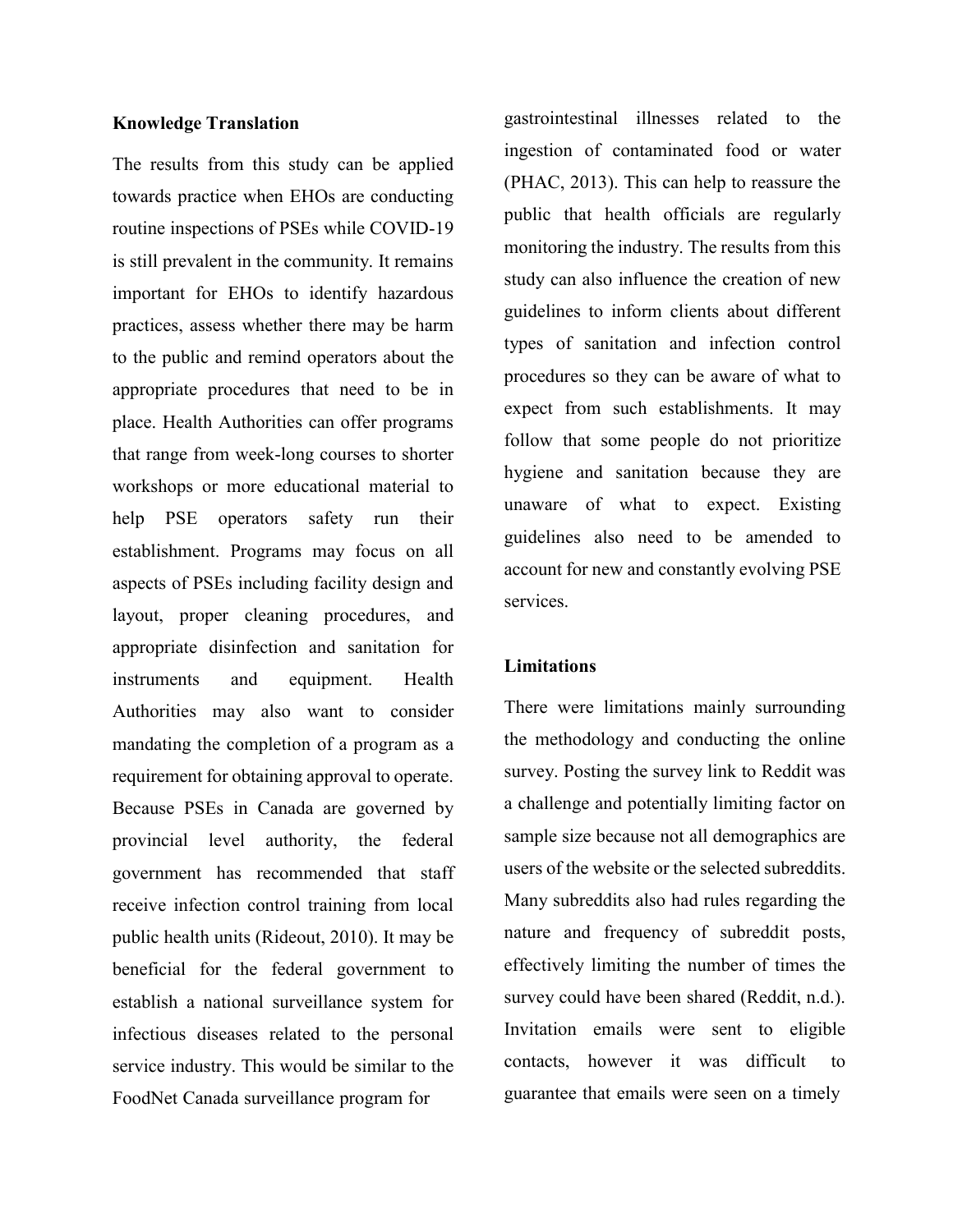## Knowledge Translation

The results from this study can be applied towards practice when EHOs are conducting routine inspections of PSEs while COVID-19 is still prevalent in the community. It remains important for EHOs to identify hazardous practices, assess whether there may be harm to the public and remind operators about the appropriate procedures that need to be in place. Health Authorities can offer programs that range from week-long courses to shorter workshops or more educational material to help PSE operators safety run their establishment. Programs may focus on all aspects of PSEs including facility design and layout, proper cleaning procedures, and appropriate disinfection and sanitation for instruments and equipment. Health Authorities may also want to consider mandating the completion of a program as a requirement for obtaining approval to operate. Because PSEs in Canada are governed by provincial level authority, the federal government has recommended that staff receive infection control training from local public health units (Rideout, 2010). It may be beneficial for the federal government to establish a national surveillance system for infectious diseases related to the personal service industry. This would be similar to the FoodNet Canada surveillance program for gastrointestinal illnesses related to the ingestion of contaminated food or water (PHAC, 2013). This can help to reassure the public that health officials are regularly monitoring the industry. The results from this study can also influence the creation of new guidelines to inform clients about different types of sanitation and infection control procedures so they can be aware of what to expect from such establishments. It may follow that some people do not prioritize hygiene and sanitation because they are unaware of what to expect. Existing guidelines also need to be amended to account for new and constantly evolving PSE services.

## Limitations

There were limitations mainly surrounding the methodology and conducting the online survey. Posting the survey link to Reddit was a challenge and potentially limiting factor on sample size because not all demographics are users of the website or the selected subreddits. Many subreddits also had rules regarding the nature and frequency of subreddit posts, effectively limiting the number of times the survey could have been shared (Reddit, n.d.). Invitation emails were sent to eligible contacts, however it was difficult to guarantee that emails were seen on a timely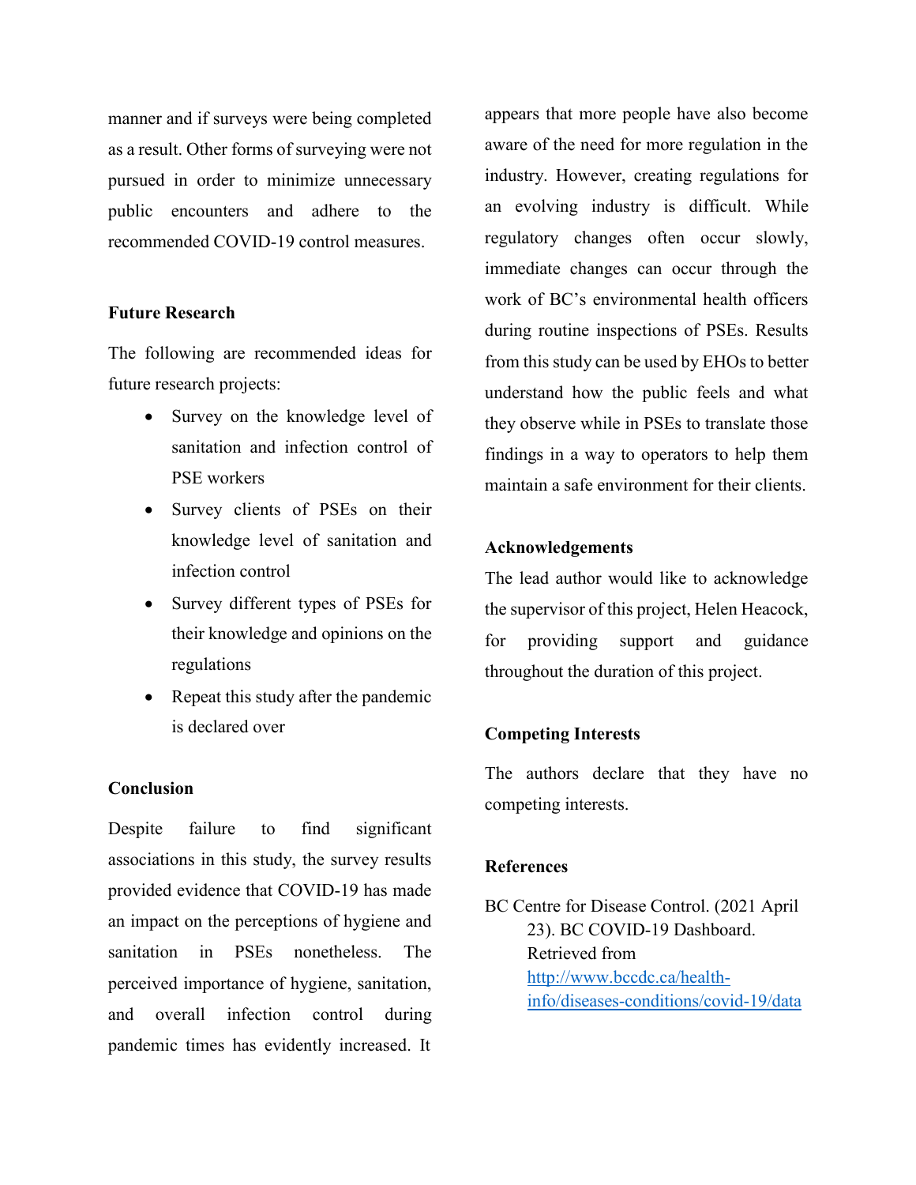manner and if surveys were being completed as a result. Other forms of surveying were not pursued in order to minimize unnecessary public encounters and adhere to the recommended COVID-19 control measures.

### Future Research

The following are recommended ideas for future research projects:

- Survey on the knowledge level of sanitation and infection control of PSE workers
- Survey clients of PSEs on their knowledge level of sanitation and infection control
- Survey different types of PSEs for their knowledge and opinions on the regulations
- Repeat this study after the pandemic is declared over

### Conclusion

Despite failure to find significant associations in this study, the survey results provided evidence that COVID-19 has made an impact on the perceptions of hygiene and sanitation in PSEs nonetheless. The perceived importance of hygiene, sanitation, and overall infection control during pandemic times has evidently increased. It appears that more people have also become aware of the need for more regulation in the industry. However, creating regulations for an evolving industry is difficult. While regulatory changes often occur slowly, immediate changes can occur through the work of BC's environmental health officers during routine inspections of PSEs. Results from this study can be used by EHOs to better understand how the public feels and what they observe while in PSEs to translate those findings in a way to operators to help them maintain a safe environment for their clients.

### Acknowledgements

The lead author would like to acknowledge the supervisor of this project, Helen Heacock, for providing support and guidance throughout the duration of this project.

### Competing Interests

The authors declare that they have no competing interests.

### References

BC Centre for Disease Control. (2021 April 23). BC COVID-19 Dashboard. Retrieved from http://www.bccdc.ca/health-info/diseases-conditions/covid-19/data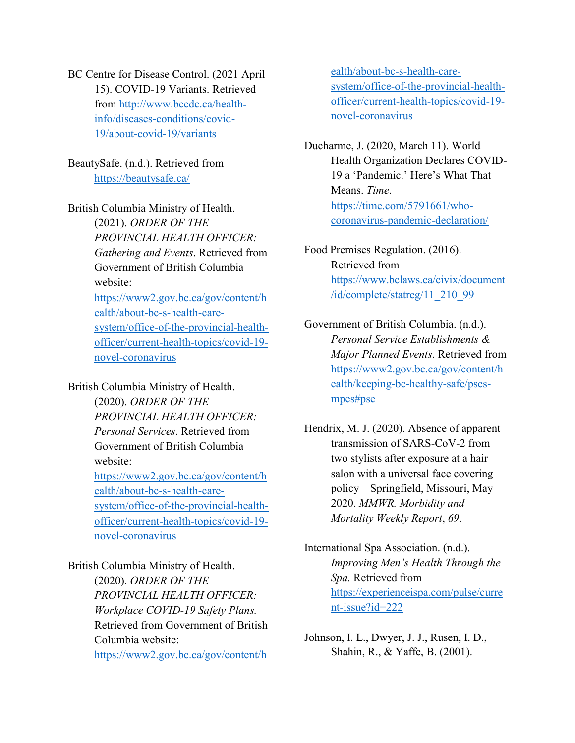BC Centre for Disease Control. (2021 April 15). COVID-19 Variants. Retrieved from http://www.bccdc.ca/health-info/diseases-conditions/covid-19/about-covid-19/variants

BeautySafe. (n.d.). Retrieved from https://beautysafe.ca/

British Columbia Ministry of Health. (2021). *ORDER OF THE PROVINCIAL HEALTH OFFICER: Gathering and Events*. Retrieved from Government of British Columbia website: https://www2.gov.bc.ca/gov/content/health/about-bc-s-health-care-system/office-of-the-provincial-health-officer/current-health-topics/covid-19-novel-coronavirus

British Columbia Ministry of Health. (2020). *ORDER OF THE PROVINCIAL HEALTH OFFICER: Personal Services*. Retrieved from Government of British Columbia website: https://www2.gov.bc.ca/gov/content/health/about-bc-s-health-care-system/office-of-the-provincial-health-officer/current-health-topics/covid-19-novel-coronavirus

British Columbia Ministry of Health. (2020). *ORDER OF THE PROVINCIAL HEALTH OFFICER: Workplace COVID-19 Safety Plans.* Retrieved from Government of British Columbia website: https://www2.gov.bc.ca/gov/content/health/about-bc-s-health-care-system/office-of-the-provincial-health-officer/current-health-topics/covid-19-novel-coronavirus

Ducharme, J. (2020, March 11). World Health Organization Declares COVID-19 a 'Pandemic.' Here's What That Means. *Time*. https://time.com/5791661/who-coronavirus-pandemic-declaration/

Food Premises Regulation. (2016). Retrieved from https://www.bclaws.ca/civix/document/id/complete/statreg/11_210_99

Government of British Columbia. (n.d.). *Personal Service Establishments & Major Planned Events*. Retrieved from https://www2.gov.bc.ca/gov/content/health/keeping-bc-healthy-safe/pses-mpes#pse

Hendrix, M. J. (2020). Absence of apparent transmission of SARS-CoV-2 from two stylists after exposure at a hair salon with a universal face covering policy—Springfield, Missouri, May 2020. *MMWR. Morbidity and Mortality Weekly Report*, *69*.

International Spa Association. (n.d.). *Improving Men's Health Through the Spa.* Retrieved from https://experienceispa.com/pulse/current-issue?id=222

Johnson, I. L., Dwyer, J. J., Rusen, I. D., Shahin, R., & Yaffe, B. (2001).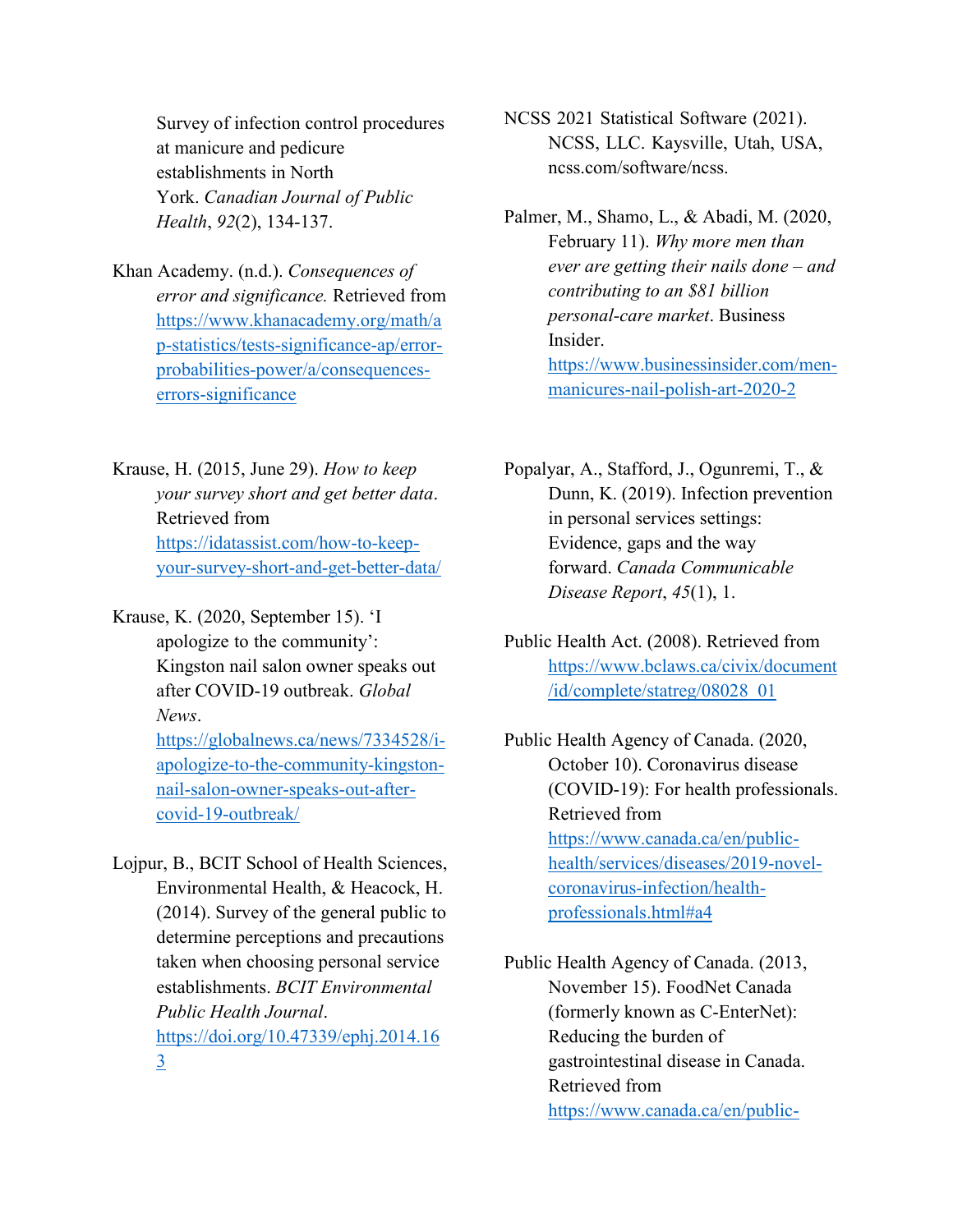Survey of infection control procedures at manicure and pedicure establishments in North York. *Canadian Journal of Public Health*, *92*(2), 134-137.

Khan Academy. (n.d.). *Consequences of error and significance.* Retrieved from https://www.khanacademy.org/math/ap-statistics/tests-significance-ap/error-probabilities-power/a/consequences-errors-significance

Krause, H. (2015, June 29). *How to keep your survey short and get better data*. Retrieved from https://idatassist.com/how-to-keep-your-survey-short-and-get-better-data/

Krause, K. (2020, September 15). 'I apologize to the community': Kingston nail salon owner speaks out after COVID-19 outbreak. *Global News*. https://globalnews.ca/news/7334528/i-apologize-to-the-community-kingston-nail-salon-owner-speaks-out-after-covid-19-outbreak/

Lojpur, B., BCIT School of Health Sciences, Environmental Health, & Heacock, H. (2014). Survey of the general public to determine perceptions and precautions taken when choosing personal service establishments. *BCIT Environmental Public Health Journal*. https://doi.org/10.47339/ephj.2014.163

NCSS 2021 Statistical Software (2021). NCSS, LLC. Kaysville, Utah, USA, ncss.com/software/ncss.

Palmer, M., Shamo, L., & Abadi, M. (2020, February 11). *Why more men than ever are getting their nails done – and contributing to an $81 billion personal-care market*. Business Insider. https://www.businessinsider.com/men-manicures-nail-polish-art-2020-2

Popalyar, A., Stafford, J., Ogunremi, T., & Dunn, K. (2019). Infection prevention in personal services settings: Evidence, gaps and the way forward. *Canada Communicable Disease Report*, *45*(1), 1.

Public Health Act. (2008). Retrieved from https://www.bclaws.ca/civix/document/id/complete/statreg/08028_01

Public Health Agency of Canada. (2020, October 10). Coronavirus disease (COVID-19): For health professionals. Retrieved from https://www.canada.ca/en/public-health/services/diseases/2019-novel-coronavirus-infection/health-professionals.html#a4

Public Health Agency of Canada. (2013, November 15). FoodNet Canada (formerly known as C-EnterNet): Reducing the burden of gastrointestinal disease in Canada. Retrieved from https://www.canada.ca/en/public-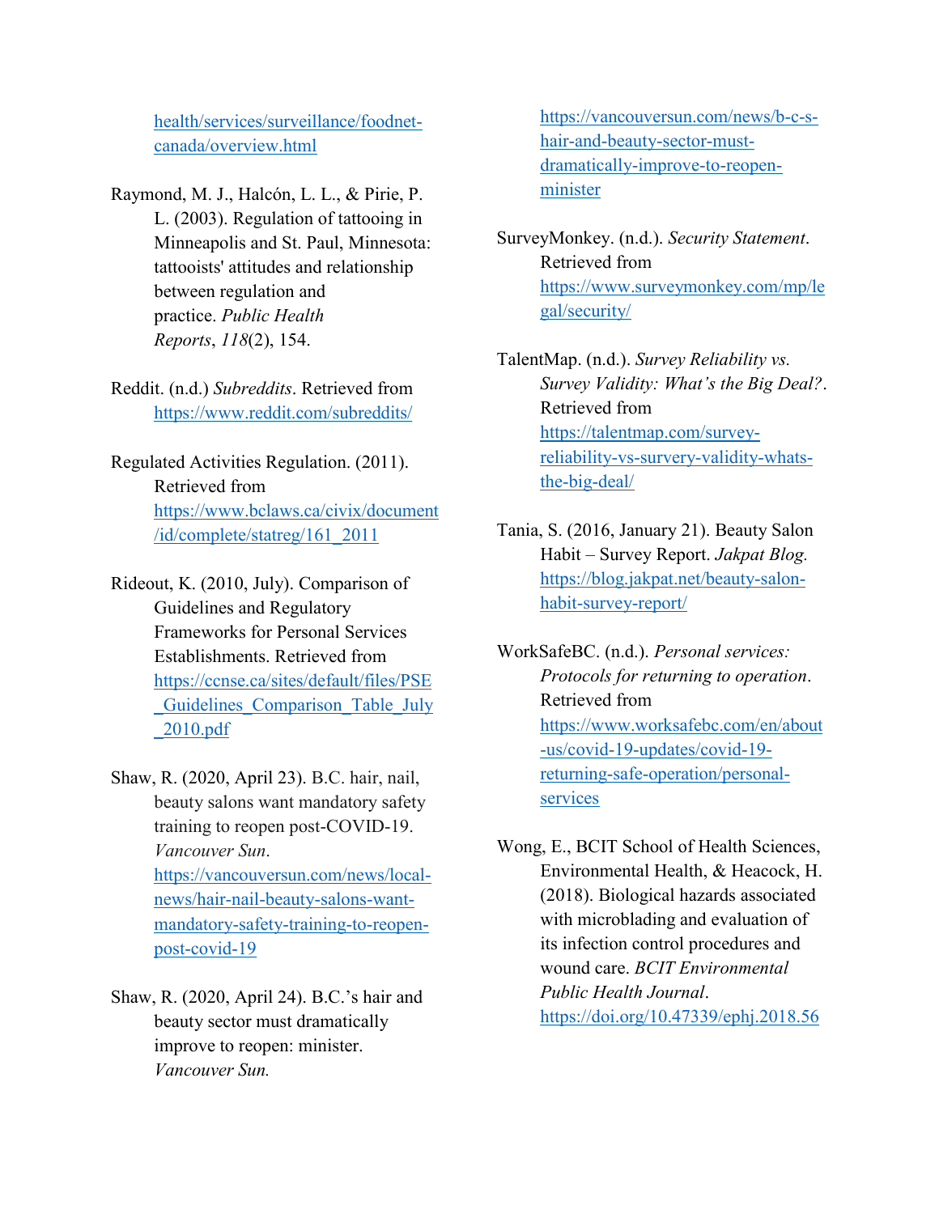health/services/surveillance/foodnet-canada/overview.html

Raymond, M. J., Halcón, L. L., & Pirie, P. L. (2003). Regulation of tattooing in Minneapolis and St. Paul, Minnesota: tattooists' attitudes and relationship between regulation and practice. *Public Health Reports*, *118*(2), 154.

Reddit. (n.d.) *Subreddits*. Retrieved from https://www.reddit.com/subreddits/

Regulated Activities Regulation. (2011). Retrieved from https://www.bclaws.ca/civix/document/id/complete/statreg/161_2011

Rideout, K. (2010, July). Comparison of Guidelines and Regulatory Frameworks for Personal Services Establishments. Retrieved from https://ccnse.ca/sites/default/files/PSE_Guidelines_Comparison_Table_July_2010.pdf

Shaw, R. (2020, April 23). B.C. hair, nail, beauty salons want mandatory safety training to reopen post-COVID-19. *Vancouver Sun*. https://vancouversun.com/news/local-news/hair-nail-beauty-salons-want-mandatory-safety-training-to-reopen-post-covid-19

Shaw, R. (2020, April 24). B.C.'s hair and beauty sector must dramatically improve to reopen: minister. *Vancouver Sun.* https://vancouversun.com/news/b-c-s-hair-and-beauty-sector-must-dramatically-improve-to-reopen-minister

SurveyMonkey. (n.d.). *Security Statement*. Retrieved from https://www.surveymonkey.com/mp/legal/security/

TalentMap. (n.d.). *Survey Reliability vs. Survey Validity: What's the Big Deal?*. Retrieved from https://talentmap.com/survey-reliability-vs-survery-validity-whats-the-big-deal/

Tania, S. (2016, January 21). Beauty Salon Habit – Survey Report. *Jakpat Blog.* https://blog.jakpat.net/beauty-salon-habit-survey-report/

WorkSafeBC. (n.d.). *Personal services: Protocols for returning to operation*. Retrieved from https://www.worksafebc.com/en/about-us/covid-19-updates/covid-19-returning-safe-operation/personal-services

Wong, E., BCIT School of Health Sciences, Environmental Health, & Heacock, H. (2018). Biological hazards associated with microblading and evaluation of its infection control procedures and wound care. *BCIT Environmental Public Health Journal*. https://doi.org/10.47339/ephj.2018.56